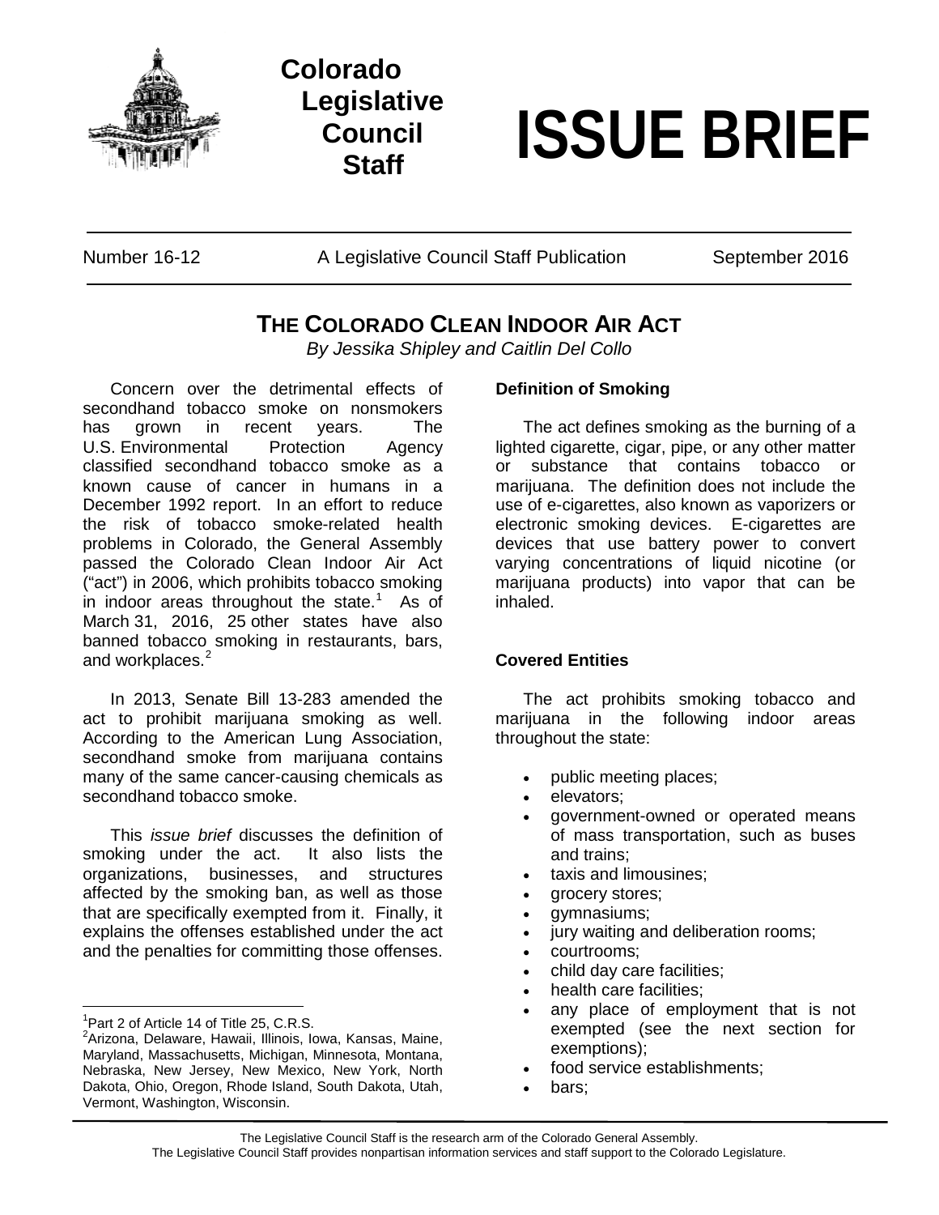Colorado Legislative Council Staff

# ISSUE BRIEF

Number 16-12 | A Legislative Council Staff Publication | September 2016

## THE COLORADO CLEAN INDOOR AIR ACT

*By Jessika Shipley and Caitlin Del Collo*

Concern over the detrimental effects of secondhand tobacco smoke on nonsmokers has grown in recent years. The U.S. Environmental Protection Agency classified secondhand tobacco smoke as a known cause of cancer in humans in a December 1992 report. In an effort to reduce the risk of tobacco smoke-related health problems in Colorado, the General Assembly passed the Colorado Clean Indoor Air Act ("act") in 2006, which prohibits tobacco smoking in indoor areas throughout the state.[1] As of March 31, 2016, 25 other states have also banned tobacco smoking in restaurants, bars, and workplaces.[2]

In 2013, Senate Bill 13-283 amended the act to prohibit marijuana smoking as well. According to the American Lung Association, secondhand smoke from marijuana contains many of the same cancer-causing chemicals as secondhand tobacco smoke.

This *issue brief* discusses the definition of smoking under the act. It also lists the organizations, businesses, and structures affected by the smoking ban, as well as those that are specifically exempted from it. Finally, it explains the offenses established under the act and the penalties for committing those offenses.

### Definition of Smoking

The act defines smoking as the burning of a lighted cigarette, cigar, pipe, or any other matter or substance that contains tobacco or marijuana. The definition does not include the use of e-cigarettes, also known as vaporizers or electronic smoking devices. E-cigarettes are devices that use battery power to convert varying concentrations of liquid nicotine (or marijuana products) into vapor that can be inhaled.

### Covered Entities

The act prohibits smoking tobacco and marijuana in the following indoor areas throughout the state:

- public meeting places;
- elevators;
- government-owned or operated means of mass transportation, such as buses and trains;
- taxis and limousines;
- grocery stores;
- gymnasiums;
- jury waiting and deliberation rooms;
- courtrooms;
- child day care facilities;
- health care facilities;
- any place of employment that is not exempted (see the next section for exemptions);
- food service establishments;
- bars;

---

[1] Part 2 of Article 14 of Title 25, C.R.S.

[2] Arizona, Delaware, Hawaii, Illinois, Iowa, Kansas, Maine, Maryland, Massachusetts, Michigan, Minnesota, Montana, Nebraska, New Jersey, New Mexico, New York, North Dakota, Ohio, Oregon, Rhode Island, South Dakota, Utah, Vermont, Washington, Wisconsin.

The Legislative Council Staff is the research arm of the Colorado General Assembly.
The Legislative Council Staff provides nonpartisan information services and staff support to the Colorado Legislature.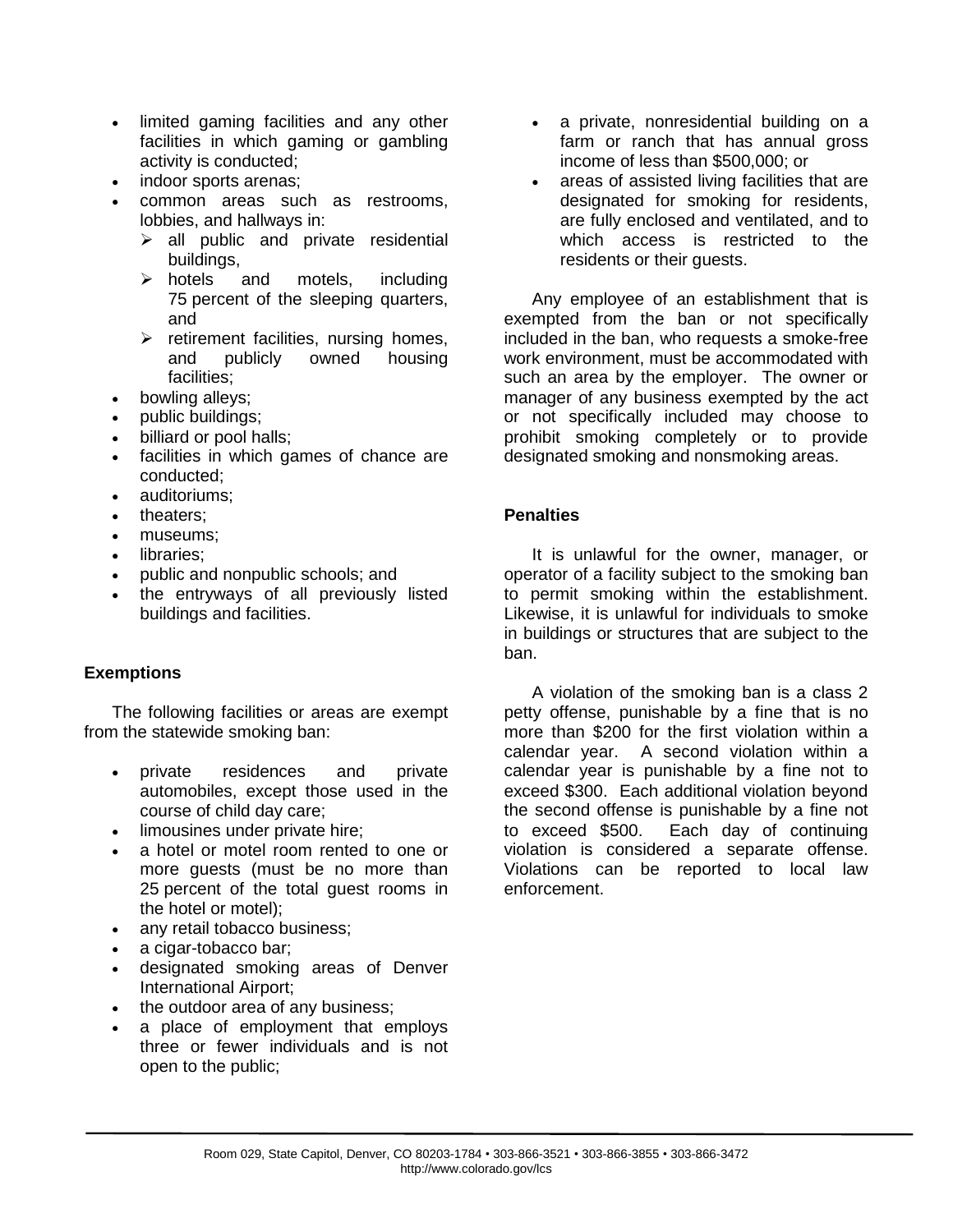- limited gaming facilities and any other facilities in which gaming or gambling activity is conducted;
- indoor sports arenas;
- common areas such as restrooms, lobbies, and hallways in:
  - all public and private residential buildings,
  - hotels and motels, including 75 percent of the sleeping quarters, and
  - retirement facilities, nursing homes, and publicly owned housing facilities;
- bowling alleys;
- public buildings;
- billiard or pool halls;
- facilities in which games of chance are conducted;
- auditoriums;
- theaters;
- museums;
- libraries;
- public and nonpublic schools; and
- the entryways of all previously listed buildings and facilities.

## Exemptions

The following facilities or areas are exempt from the statewide smoking ban:

- private residences and private automobiles, except those used in the course of child day care;
- limousines under private hire;
- a hotel or motel room rented to one or more guests (must be no more than 25 percent of the total guest rooms in the hotel or motel);
- any retail tobacco business;
- a cigar-tobacco bar;
- designated smoking areas of Denver International Airport;
- the outdoor area of any business;
- a place of employment that employs three or fewer individuals and is not open to the public;
- a private, nonresidential building on a farm or ranch that has annual gross income of less than $500,000; or
- areas of assisted living facilities that are designated for smoking for residents, are fully enclosed and ventilated, and to which access is restricted to the residents or their guests.

Any employee of an establishment that is exempted from the ban or not specifically included in the ban, who requests a smoke-free work environment, must be accommodated with such an area by the employer. The owner or manager of any business exempted by the act or not specifically included may choose to prohibit smoking completely or to provide designated smoking and nonsmoking areas.

## Penalties

It is unlawful for the owner, manager, or operator of a facility subject to the smoking ban to permit smoking within the establishment. Likewise, it is unlawful for individuals to smoke in buildings or structures that are subject to the ban.

A violation of the smoking ban is a class 2 petty offense, punishable by a fine that is no more than $200 for the first violation within a calendar year. A second violation within a calendar year is punishable by a fine not to exceed $300. Each additional violation beyond the second offense is punishable by a fine not to exceed $500. Each day of continuing violation is considered a separate offense. Violations can be reported to local law enforcement.